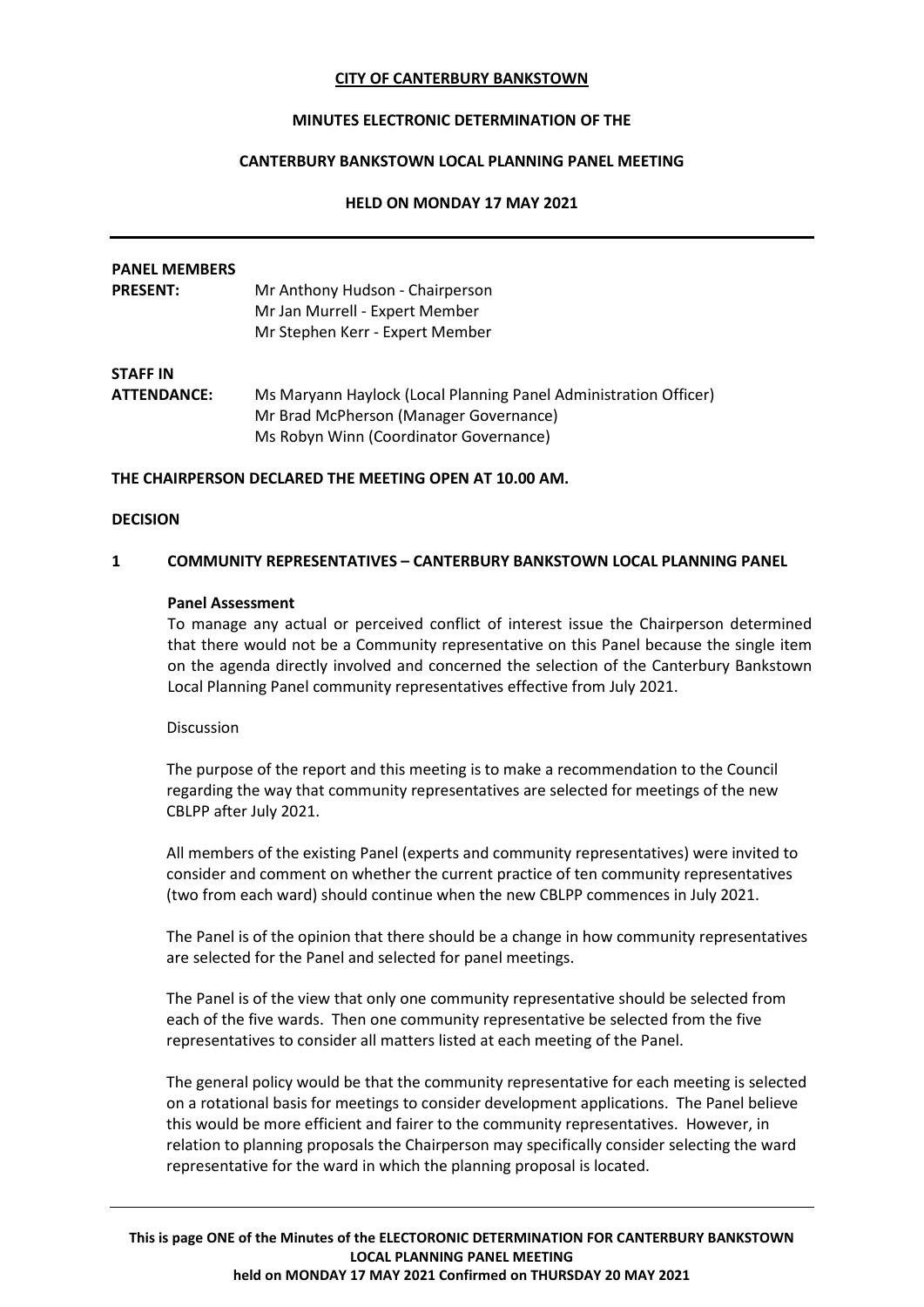**CITY OF CANTERBURY BANKSTOWN**

**MINUTES ELECTRONIC DETERMINATION OF THE**

**CANTERBURY BANKSTOWN LOCAL PLANNING PANEL MEETING**

**HELD ON MONDAY 17 MAY 2021**

---

**PANEL MEMBERS PRESENT:**

Mr Anthony Hudson - Chairperson
Mr Jan Murrell - Expert Member
Mr Stephen Kerr - Expert Member

**STAFF IN ATTENDANCE:**

Ms Maryann Haylock (Local Planning Panel Administration Officer)
Mr Brad McPherson (Manager Governance)
Ms Robyn Winn (Coordinator Governance)

**THE CHAIRPERSON DECLARED THE MEETING OPEN AT 10.00 AM.**

**DECISION**

**1 COMMUNITY REPRESENTATIVES – CANTERBURY BANKSTOWN LOCAL PLANNING PANEL**

**Panel Assessment**

To manage any actual or perceived conflict of interest issue the Chairperson determined that there would not be a Community representative on this Panel because the single item on the agenda directly involved and concerned the selection of the Canterbury Bankstown Local Planning Panel community representatives effective from July 2021.

Discussion

The purpose of the report and this meeting is to make a recommendation to the Council regarding the way that community representatives are selected for meetings of the new CBLPP after July 2021.

All members of the existing Panel (experts and community representatives) were invited to consider and comment on whether the current practice of ten community representatives (two from each ward) should continue when the new CBLPP commences in July 2021.

The Panel is of the opinion that there should be a change in how community representatives are selected for the Panel and selected for panel meetings.

The Panel is of the view that only one community representative should be selected from each of the five wards. Then one community representative be selected from the five representatives to consider all matters listed at each meeting of the Panel.

The general policy would be that the community representative for each meeting is selected on a rotational basis for meetings to consider development applications. The Panel believe this would be more efficient and fairer to the community representatives. However, in relation to planning proposals the Chairperson may specifically consider selecting the ward representative for the ward in which the planning proposal is located.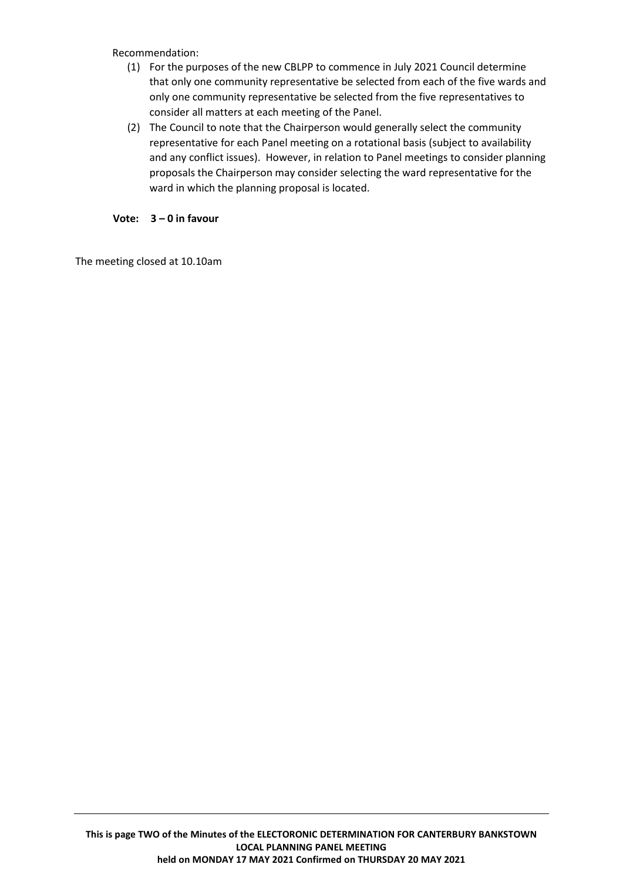Recommendation:

(1) For the purposes of the new CBLPP to commence in July 2021 Council determine that only one community representative be selected from each of the five wards and only one community representative be selected from the five representatives to consider all matters at each meeting of the Panel.

(2) The Council to note that the Chairperson would generally select the community representative for each Panel meeting on a rotational basis (subject to availability and any conflict issues). However, in relation to Panel meetings to consider planning proposals the Chairperson may consider selecting the ward representative for the ward in which the planning proposal is located.

**Vote: 3 – 0 in favour**

The meeting closed at 10.10am